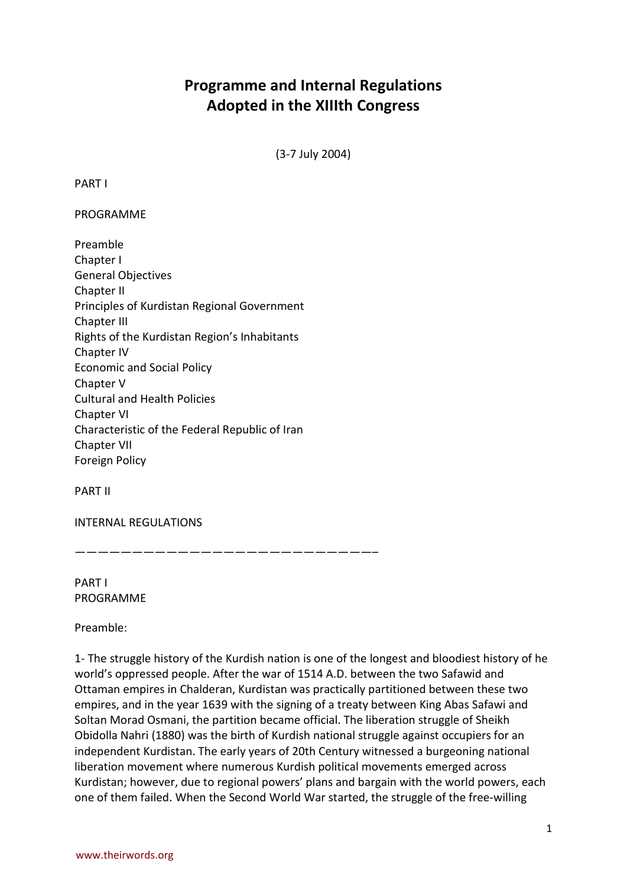# Programme and Internal Regulations
# Adopted in the XIIIth Congress

(3-7 July 2004)

PART I

PROGRAMME

Preamble
Chapter I
General Objectives
Chapter II
Principles of Kurdistan Regional Government
Chapter III
Rights of the Kurdistan Region's Inhabitants
Chapter IV
Economic and Social Policy
Chapter V
Cultural and Health Policies
Chapter VI
Characteristic of the Federal Republic of Iran
Chapter VII
Foreign Policy

PART II

INTERNAL REGULATIONS

—————————————————————————————

PART I
PROGRAMME

Preamble:

1- The struggle history of the Kurdish nation is one of the longest and bloodiest history of he world's oppressed people. After the war of 1514 A.D. between the two Safawid and Ottaman empires in Chalderan, Kurdistan was practically partitioned between these two empires, and in the year 1639 with the signing of a treaty between King Abas Safawi and Soltan Morad Osmani, the partition became official. The liberation struggle of Sheikh Obidolla Nahri (1880) was the birth of Kurdish national struggle against occupiers for an independent Kurdistan. The early years of 20th Century witnessed a burgeoning national liberation movement where numerous Kurdish political movements emerged across Kurdistan; however, due to regional powers' plans and bargain with the world powers, each one of them failed. When the Second World War started, the struggle of the free-willing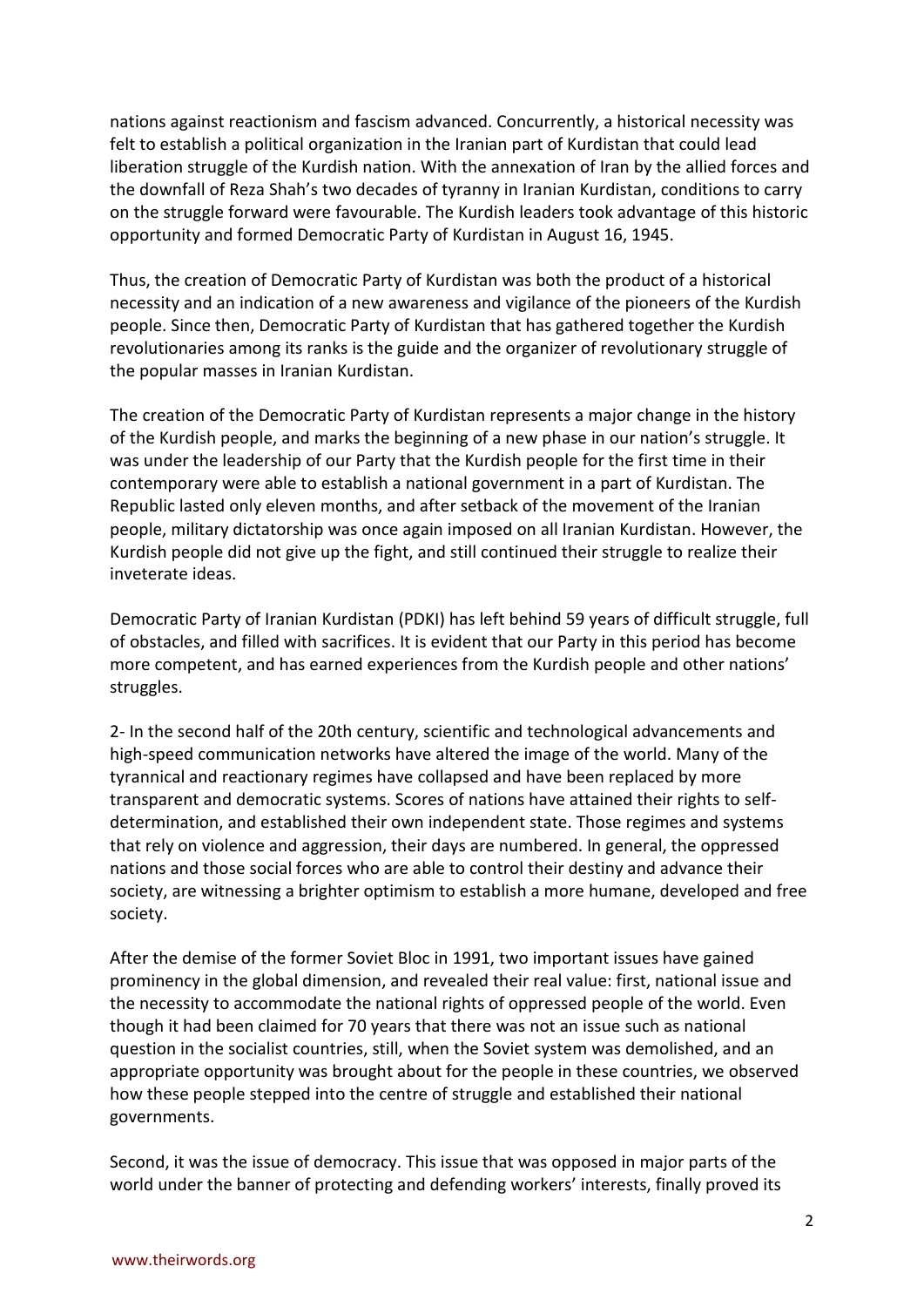nations against reactionism and fascism advanced. Concurrently, a historical necessity was felt to establish a political organization in the Iranian part of Kurdistan that could lead liberation struggle of the Kurdish nation. With the annexation of Iran by the allied forces and the downfall of Reza Shah's two decades of tyranny in Iranian Kurdistan, conditions to carry on the struggle forward were favourable. The Kurdish leaders took advantage of this historic opportunity and formed Democratic Party of Kurdistan in August 16, 1945.

Thus, the creation of Democratic Party of Kurdistan was both the product of a historical necessity and an indication of a new awareness and vigilance of the pioneers of the Kurdish people. Since then, Democratic Party of Kurdistan that has gathered together the Kurdish revolutionaries among its ranks is the guide and the organizer of revolutionary struggle of the popular masses in Iranian Kurdistan.

The creation of the Democratic Party of Kurdistan represents a major change in the history of the Kurdish people, and marks the beginning of a new phase in our nation's struggle. It was under the leadership of our Party that the Kurdish people for the first time in their contemporary were able to establish a national government in a part of Kurdistan. The Republic lasted only eleven months, and after setback of the movement of the Iranian people, military dictatorship was once again imposed on all Iranian Kurdistan. However, the Kurdish people did not give up the fight, and still continued their struggle to realize their inveterate ideas.

Democratic Party of Iranian Kurdistan (PDKI) has left behind 59 years of difficult struggle, full of obstacles, and filled with sacrifices. It is evident that our Party in this period has become more competent, and has earned experiences from the Kurdish people and other nations' struggles.

2- In the second half of the 20th century, scientific and technological advancements and high-speed communication networks have altered the image of the world. Many of the tyrannical and reactionary regimes have collapsed and have been replaced by more transparent and democratic systems. Scores of nations have attained their rights to self-determination, and established their own independent state. Those regimes and systems that rely on violence and aggression, their days are numbered. In general, the oppressed nations and those social forces who are able to control their destiny and advance their society, are witnessing a brighter optimism to establish a more humane, developed and free society.

After the demise of the former Soviet Bloc in 1991, two important issues have gained prominency in the global dimension, and revealed their real value: first, national issue and the necessity to accommodate the national rights of oppressed people of the world. Even though it had been claimed for 70 years that there was not an issue such as national question in the socialist countries, still, when the Soviet system was demolished, and an appropriate opportunity was brought about for the people in these countries, we observed how these people stepped into the centre of struggle and established their national governments.

Second, it was the issue of democracy. This issue that was opposed in major parts of the world under the banner of protecting and defending workers' interests, finally proved its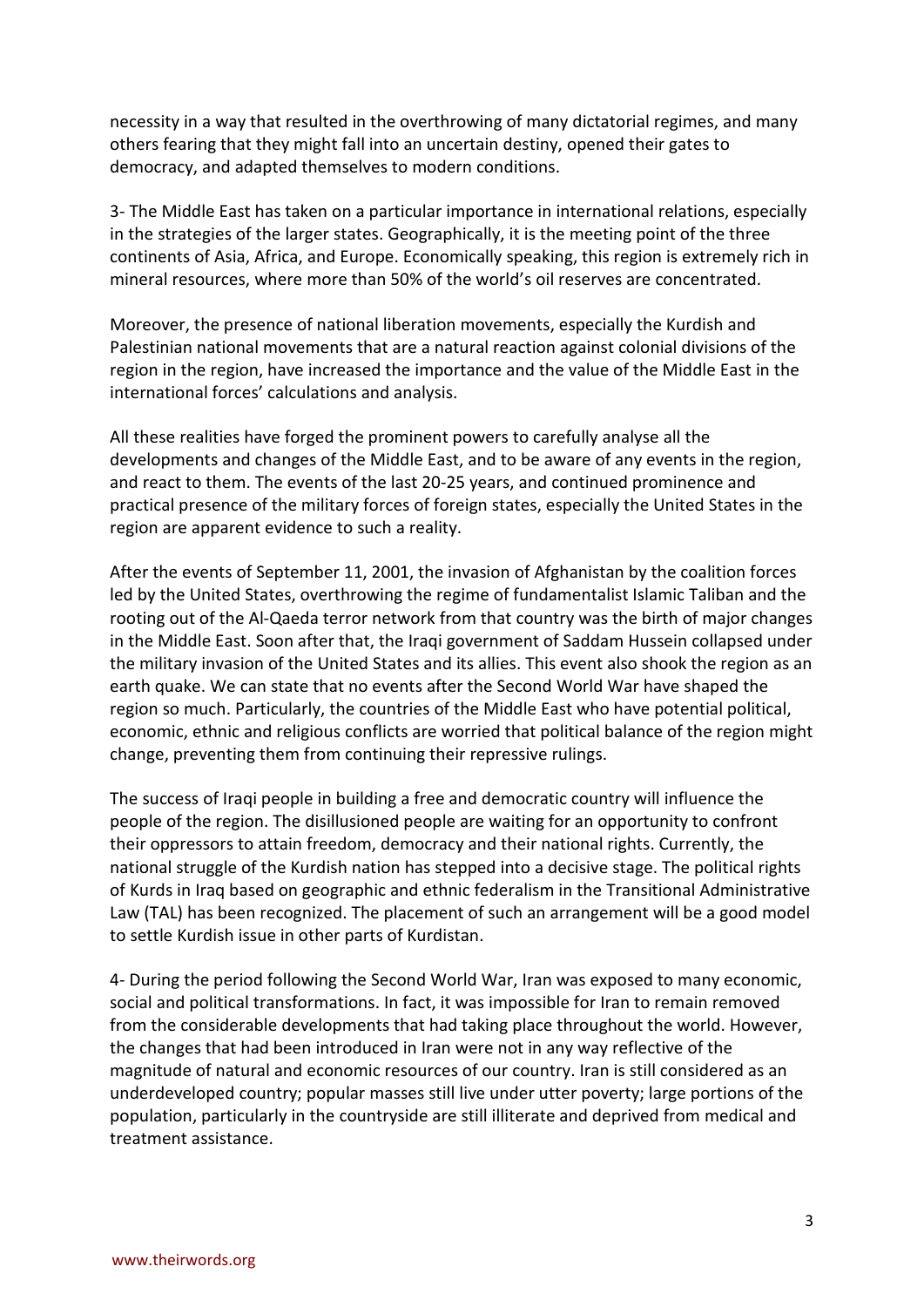necessity in a way that resulted in the overthrowing of many dictatorial regimes, and many others fearing that they might fall into an uncertain destiny, opened their gates to democracy, and adapted themselves to modern conditions.

3- The Middle East has taken on a particular importance in international relations, especially in the strategies of the larger states. Geographically, it is the meeting point of the three continents of Asia, Africa, and Europe. Economically speaking, this region is extremely rich in mineral resources, where more than 50% of the world's oil reserves are concentrated.

Moreover, the presence of national liberation movements, especially the Kurdish and Palestinian national movements that are a natural reaction against colonial divisions of the region in the region, have increased the importance and the value of the Middle East in the international forces' calculations and analysis.

All these realities have forged the prominent powers to carefully analyse all the developments and changes of the Middle East, and to be aware of any events in the region, and react to them. The events of the last 20-25 years, and continued prominence and practical presence of the military forces of foreign states, especially the United States in the region are apparent evidence to such a reality.

After the events of September 11, 2001, the invasion of Afghanistan by the coalition forces led by the United States, overthrowing the regime of fundamentalist Islamic Taliban and the rooting out of the Al-Qaeda terror network from that country was the birth of major changes in the Middle East. Soon after that, the Iraqi government of Saddam Hussein collapsed under the military invasion of the United States and its allies. This event also shook the region as an earth quake. We can state that no events after the Second World War have shaped the region so much. Particularly, the countries of the Middle East who have potential political, economic, ethnic and religious conflicts are worried that political balance of the region might change, preventing them from continuing their repressive rulings.

The success of Iraqi people in building a free and democratic country will influence the people of the region. The disillusioned people are waiting for an opportunity to confront their oppressors to attain freedom, democracy and their national rights. Currently, the national struggle of the Kurdish nation has stepped into a decisive stage. The political rights of Kurds in Iraq based on geographic and ethnic federalism in the Transitional Administrative Law (TAL) has been recognized. The placement of such an arrangement will be a good model to settle Kurdish issue in other parts of Kurdistan.

4- During the period following the Second World War, Iran was exposed to many economic, social and political transformations. In fact, it was impossible for Iran to remain removed from the considerable developments that had taking place throughout the world. However, the changes that had been introduced in Iran were not in any way reflective of the magnitude of natural and economic resources of our country. Iran is still considered as an underdeveloped country; popular masses still live under utter poverty; large portions of the population, particularly in the countryside are still illiterate and deprived from medical and treatment assistance.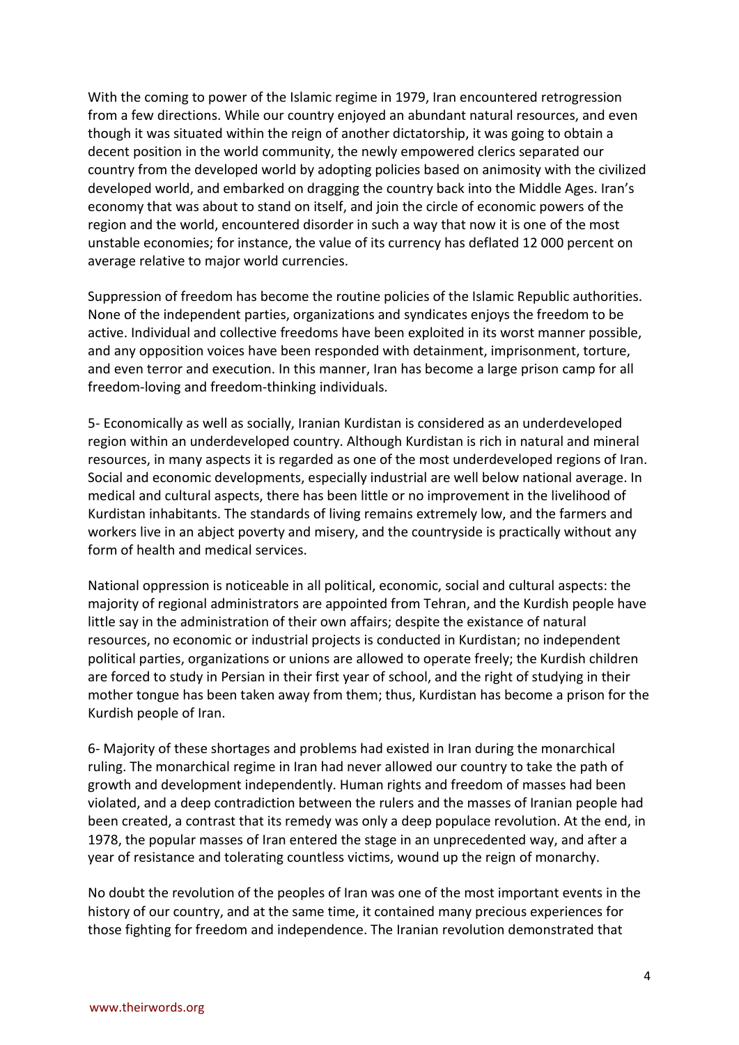With the coming to power of the Islamic regime in 1979, Iran encountered retrogression from a few directions. While our country enjoyed an abundant natural resources, and even though it was situated within the reign of another dictatorship, it was going to obtain a decent position in the world community, the newly empowered clerics separated our country from the developed world by adopting policies based on animosity with the civilized developed world, and embarked on dragging the country back into the Middle Ages. Iran's economy that was about to stand on itself, and join the circle of economic powers of the region and the world, encountered disorder in such a way that now it is one of the most unstable economies; for instance, the value of its currency has deflated 12 000 percent on average relative to major world currencies.

Suppression of freedom has become the routine policies of the Islamic Republic authorities. None of the independent parties, organizations and syndicates enjoys the freedom to be active. Individual and collective freedoms have been exploited in its worst manner possible, and any opposition voices have been responded with detainment, imprisonment, torture, and even terror and execution. In this manner, Iran has become a large prison camp for all freedom-loving and freedom-thinking individuals.

5- Economically as well as socially, Iranian Kurdistan is considered as an underdeveloped region within an underdeveloped country. Although Kurdistan is rich in natural and mineral resources, in many aspects it is regarded as one of the most underdeveloped regions of Iran. Social and economic developments, especially industrial are well below national average. In medical and cultural aspects, there has been little or no improvement in the livelihood of Kurdistan inhabitants. The standards of living remains extremely low, and the farmers and workers live in an abject poverty and misery, and the countryside is practically without any form of health and medical services.

National oppression is noticeable in all political, economic, social and cultural aspects: the majority of regional administrators are appointed from Tehran, and the Kurdish people have little say in the administration of their own affairs; despite the existance of natural resources, no economic or industrial projects is conducted in Kurdistan; no independent political parties, organizations or unions are allowed to operate freely; the Kurdish children are forced to study in Persian in their first year of school, and the right of studying in their mother tongue has been taken away from them; thus, Kurdistan has become a prison for the Kurdish people of Iran.

6- Majority of these shortages and problems had existed in Iran during the monarchical ruling. The monarchical regime in Iran had never allowed our country to take the path of growth and development independently. Human rights and freedom of masses had been violated, and a deep contradiction between the rulers and the masses of Iranian people had been created, a contrast that its remedy was only a deep populace revolution. At the end, in 1978, the popular masses of Iran entered the stage in an unprecedented way, and after a year of resistance and tolerating countless victims, wound up the reign of monarchy.

No doubt the revolution of the peoples of Iran was one of the most important events in the history of our country, and at the same time, it contained many precious experiences for those fighting for freedom and independence. The Iranian revolution demonstrated that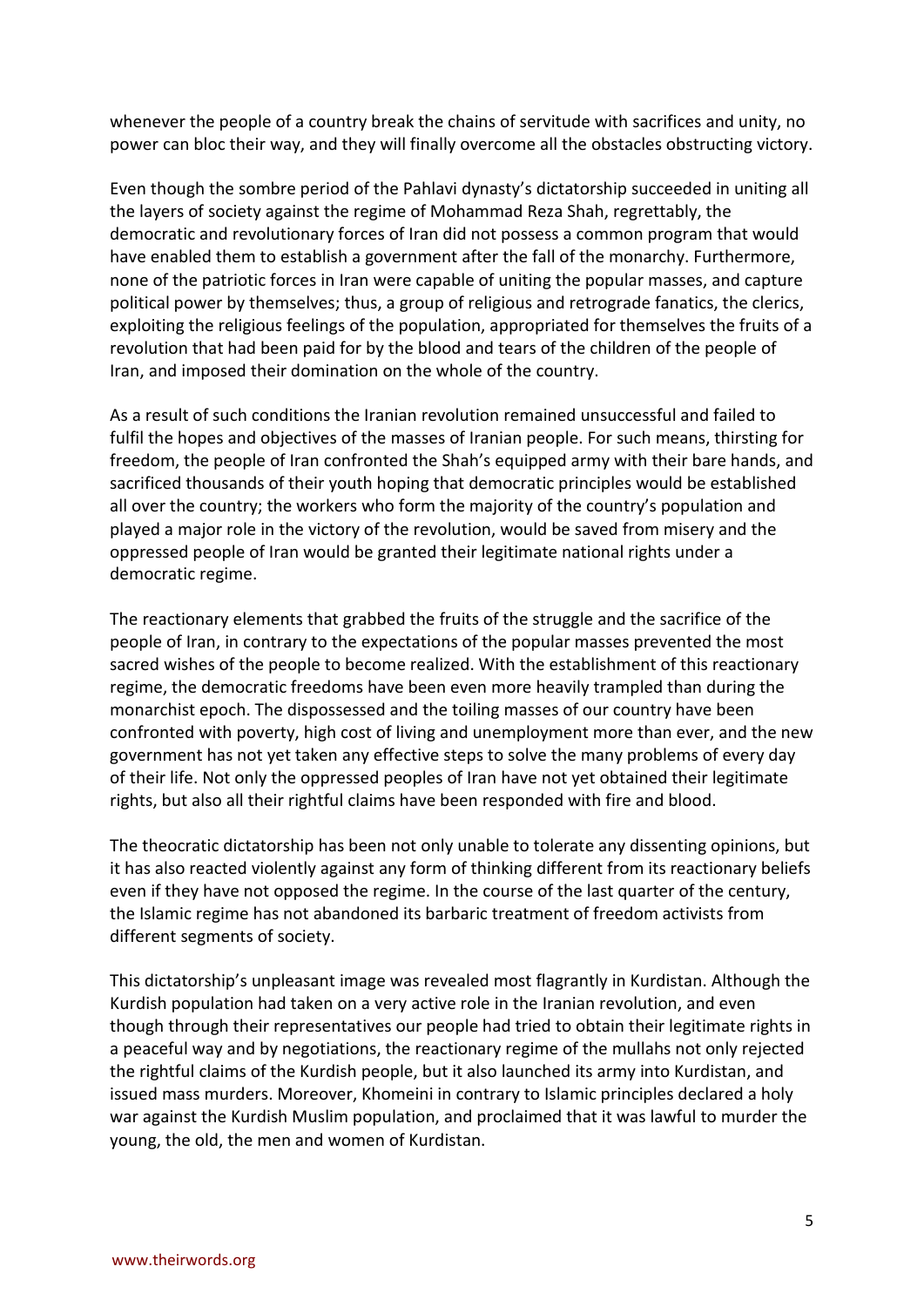whenever the people of a country break the chains of servitude with sacrifices and unity, no power can bloc their way, and they will finally overcome all the obstacles obstructing victory.

Even though the sombre period of the Pahlavi dynasty's dictatorship succeeded in uniting all the layers of society against the regime of Mohammad Reza Shah, regrettably, the democratic and revolutionary forces of Iran did not possess a common program that would have enabled them to establish a government after the fall of the monarchy. Furthermore, none of the patriotic forces in Iran were capable of uniting the popular masses, and capture political power by themselves; thus, a group of religious and retrograde fanatics, the clerics, exploiting the religious feelings of the population, appropriated for themselves the fruits of a revolution that had been paid for by the blood and tears of the children of the people of Iran, and imposed their domination on the whole of the country.

As a result of such conditions the Iranian revolution remained unsuccessful and failed to fulfil the hopes and objectives of the masses of Iranian people. For such means, thirsting for freedom, the people of Iran confronted the Shah's equipped army with their bare hands, and sacrificed thousands of their youth hoping that democratic principles would be established all over the country; the workers who form the majority of the country's population and played a major role in the victory of the revolution, would be saved from misery and the oppressed people of Iran would be granted their legitimate national rights under a democratic regime.

The reactionary elements that grabbed the fruits of the struggle and the sacrifice of the people of Iran, in contrary to the expectations of the popular masses prevented the most sacred wishes of the people to become realized. With the establishment of this reactionary regime, the democratic freedoms have been even more heavily trampled than during the monarchist epoch. The dispossessed and the toiling masses of our country have been confronted with poverty, high cost of living and unemployment more than ever, and the new government has not yet taken any effective steps to solve the many problems of every day of their life. Not only the oppressed peoples of Iran have not yet obtained their legitimate rights, but also all their rightful claims have been responded with fire and blood.

The theocratic dictatorship has been not only unable to tolerate any dissenting opinions, but it has also reacted violently against any form of thinking different from its reactionary beliefs even if they have not opposed the regime. In the course of the last quarter of the century, the Islamic regime has not abandoned its barbaric treatment of freedom activists from different segments of society.

This dictatorship's unpleasant image was revealed most flagrantly in Kurdistan. Although the Kurdish population had taken on a very active role in the Iranian revolution, and even though through their representatives our people had tried to obtain their legitimate rights in a peaceful way and by negotiations, the reactionary regime of the mullahs not only rejected the rightful claims of the Kurdish people, but it also launched its army into Kurdistan, and issued mass murders. Moreover, Khomeini in contrary to Islamic principles declared a holy war against the Kurdish Muslim population, and proclaimed that it was lawful to murder the young, the old, the men and women of Kurdistan.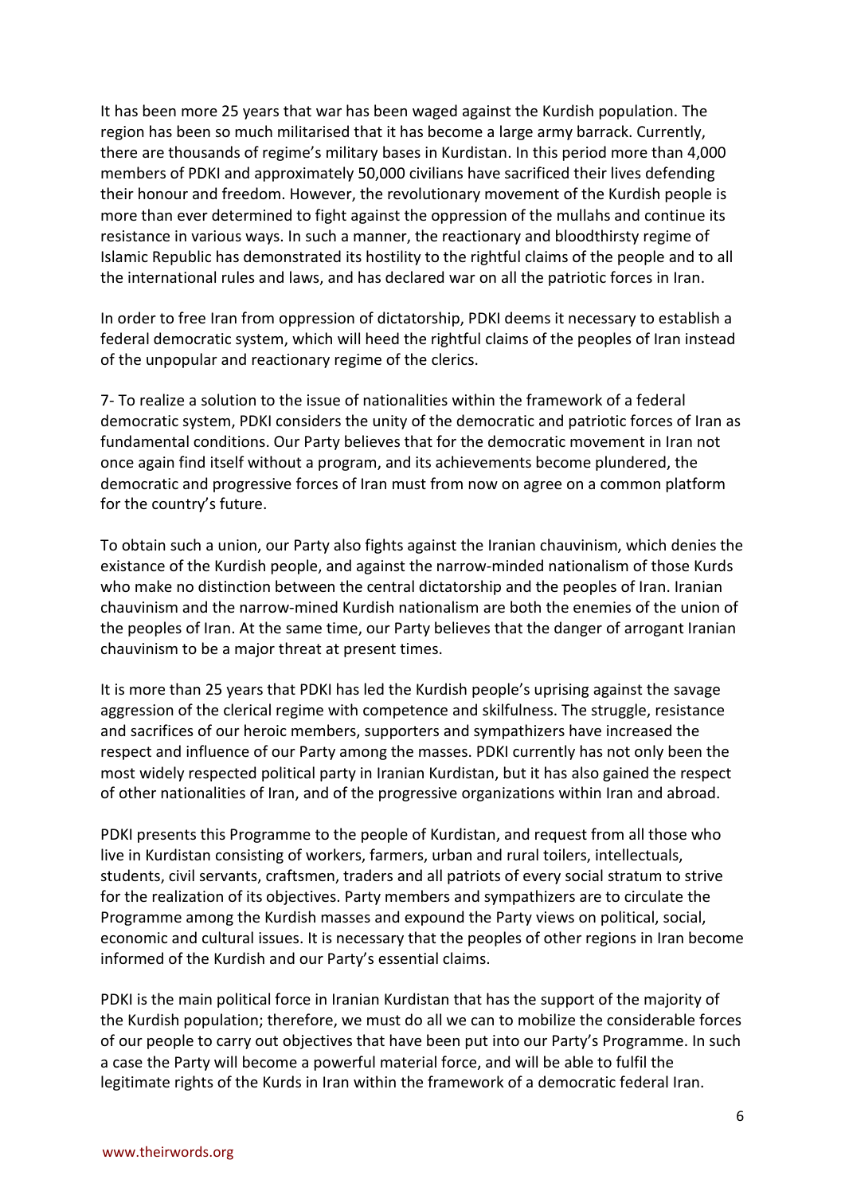It has been more 25 years that war has been waged against the Kurdish population. The region has been so much militarised that it has become a large army barrack. Currently, there are thousands of regime's military bases in Kurdistan. In this period more than 4,000 members of PDKI and approximately 50,000 civilians have sacrificed their lives defending their honour and freedom. However, the revolutionary movement of the Kurdish people is more than ever determined to fight against the oppression of the mullahs and continue its resistance in various ways. In such a manner, the reactionary and bloodthirsty regime of Islamic Republic has demonstrated its hostility to the rightful claims of the people and to all the international rules and laws, and has declared war on all the patriotic forces in Iran.

In order to free Iran from oppression of dictatorship, PDKI deems it necessary to establish a federal democratic system, which will heed the rightful claims of the peoples of Iran instead of the unpopular and reactionary regime of the clerics.

7- To realize a solution to the issue of nationalities within the framework of a federal democratic system, PDKI considers the unity of the democratic and patriotic forces of Iran as fundamental conditions. Our Party believes that for the democratic movement in Iran not once again find itself without a program, and its achievements become plundered, the democratic and progressive forces of Iran must from now on agree on a common platform for the country's future.

To obtain such a union, our Party also fights against the Iranian chauvinism, which denies the existance of the Kurdish people, and against the narrow-minded nationalism of those Kurds who make no distinction between the central dictatorship and the peoples of Iran. Iranian chauvinism and the narrow-mined Kurdish nationalism are both the enemies of the union of the peoples of Iran. At the same time, our Party believes that the danger of arrogant Iranian chauvinism to be a major threat at present times.

It is more than 25 years that PDKI has led the Kurdish people's uprising against the savage aggression of the clerical regime with competence and skilfulness. The struggle, resistance and sacrifices of our heroic members, supporters and sympathizers have increased the respect and influence of our Party among the masses. PDKI currently has not only been the most widely respected political party in Iranian Kurdistan, but it has also gained the respect of other nationalities of Iran, and of the progressive organizations within Iran and abroad.

PDKI presents this Programme to the people of Kurdistan, and request from all those who live in Kurdistan consisting of workers, farmers, urban and rural toilers, intellectuals, students, civil servants, craftsmen, traders and all patriots of every social stratum to strive for the realization of its objectives. Party members and sympathizers are to circulate the Programme among the Kurdish masses and expound the Party views on political, social, economic and cultural issues. It is necessary that the peoples of other regions in Iran become informed of the Kurdish and our Party's essential claims.

PDKI is the main political force in Iranian Kurdistan that has the support of the majority of the Kurdish population; therefore, we must do all we can to mobilize the considerable forces of our people to carry out objectives that have been put into our Party's Programme. In such a case the Party will become a powerful material force, and will be able to fulfil the legitimate rights of the Kurds in Iran within the framework of a democratic federal Iran.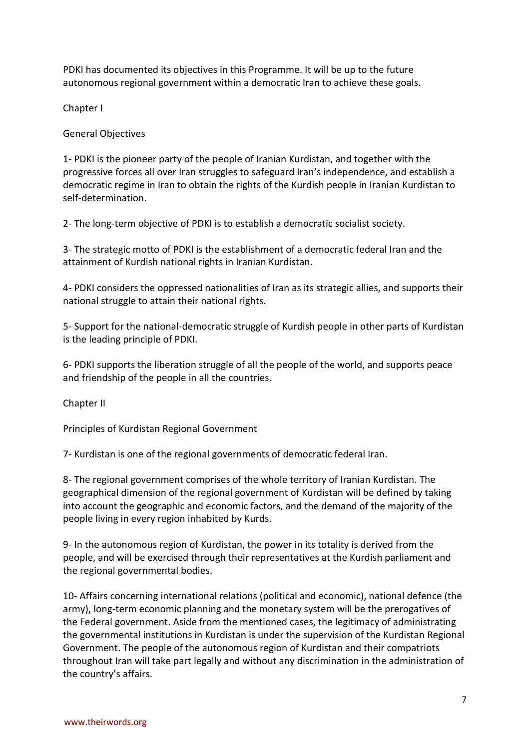PDKI has documented its objectives in this Programme. It will be up to the future autonomous regional government within a democratic Iran to achieve these goals.

## Chapter I

## General Objectives

1- PDKI is the pioneer party of the people of Iranian Kurdistan, and together with the progressive forces all over Iran struggles to safeguard Iran's independence, and establish a democratic regime in Iran to obtain the rights of the Kurdish people in Iranian Kurdistan to self-determination.

2- The long-term objective of PDKI is to establish a democratic socialist society.

3- The strategic motto of PDKI is the establishment of a democratic federal Iran and the attainment of Kurdish national rights in Iranian Kurdistan.

4- PDKI considers the oppressed nationalities of Iran as its strategic allies, and supports their national struggle to attain their national rights.

5- Support for the national-democratic struggle of Kurdish people in other parts of Kurdistan is the leading principle of PDKI.

6- PDKI supports the liberation struggle of all the people of the world, and supports peace and friendship of the people in all the countries.

## Chapter II

## Principles of Kurdistan Regional Government

7- Kurdistan is one of the regional governments of democratic federal Iran.

8- The regional government comprises of the whole territory of Iranian Kurdistan. The geographical dimension of the regional government of Kurdistan will be defined by taking into account the geographic and economic factors, and the demand of the majority of the people living in every region inhabited by Kurds.

9- In the autonomous region of Kurdistan, the power in its totality is derived from the people, and will be exercised through their representatives at the Kurdish parliament and the regional governmental bodies.

10- Affairs concerning international relations (political and economic), national defence (the army), long-term economic planning and the monetary system will be the prerogatives of the Federal government. Aside from the mentioned cases, the legitimacy of administrating the governmental institutions in Kurdistan is under the supervision of the Kurdistan Regional Government. The people of the autonomous region of Kurdistan and their compatriots throughout Iran will take part legally and without any discrimination in the administration of the country's affairs.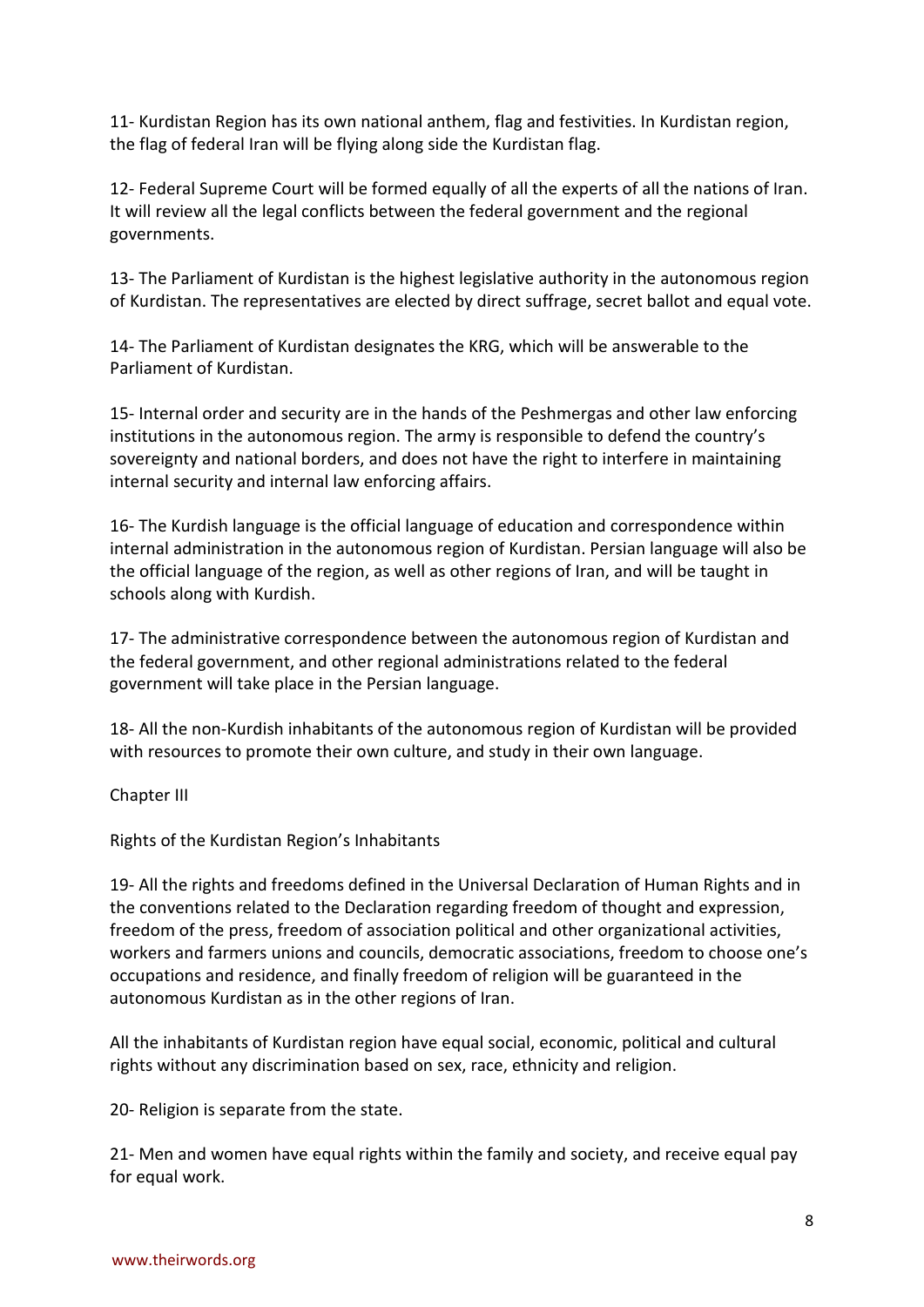11- Kurdistan Region has its own national anthem, flag and festivities. In Kurdistan region, the flag of federal Iran will be flying along side the Kurdistan flag.

12- Federal Supreme Court will be formed equally of all the experts of all the nations of Iran. It will review all the legal conflicts between the federal government and the regional governments.

13- The Parliament of Kurdistan is the highest legislative authority in the autonomous region of Kurdistan. The representatives are elected by direct suffrage, secret ballot and equal vote.

14- The Parliament of Kurdistan designates the KRG, which will be answerable to the Parliament of Kurdistan.

15- Internal order and security are in the hands of the Peshmergas and other law enforcing institutions in the autonomous region. The army is responsible to defend the country's sovereignty and national borders, and does not have the right to interfere in maintaining internal security and internal law enforcing affairs.

16- The Kurdish language is the official language of education and correspondence within internal administration in the autonomous region of Kurdistan. Persian language will also be the official language of the region, as well as other regions of Iran, and will be taught in schools along with Kurdish.

17- The administrative correspondence between the autonomous region of Kurdistan and the federal government, and other regional administrations related to the federal government will take place in the Persian language.

18- All the non-Kurdish inhabitants of the autonomous region of Kurdistan will be provided with resources to promote their own culture, and study in their own language.

## Chapter III

## Rights of the Kurdistan Region's Inhabitants

19- All the rights and freedoms defined in the Universal Declaration of Human Rights and in the conventions related to the Declaration regarding freedom of thought and expression, freedom of the press, freedom of association political and other organizational activities, workers and farmers unions and councils, democratic associations, freedom to choose one's occupations and residence, and finally freedom of religion will be guaranteed in the autonomous Kurdistan as in the other regions of Iran.

All the inhabitants of Kurdistan region have equal social, economic, political and cultural rights without any discrimination based on sex, race, ethnicity and religion.

20- Religion is separate from the state.

21- Men and women have equal rights within the family and society, and receive equal pay for equal work.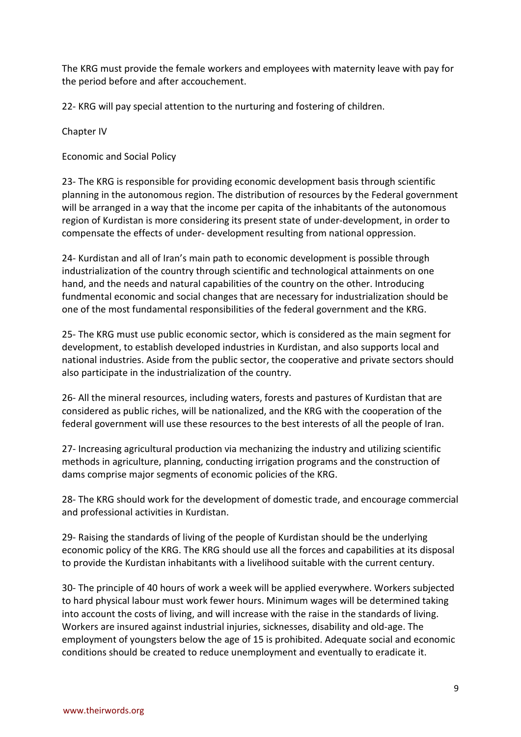The KRG must provide the female workers and employees with maternity leave with pay for the period before and after accouchement.

22- KRG will pay special attention to the nurturing and fostering of children.

## Chapter IV

## Economic and Social Policy

23- The KRG is responsible for providing economic development basis through scientific planning in the autonomous region. The distribution of resources by the Federal government will be arranged in a way that the income per capita of the inhabitants of the autonomous region of Kurdistan is more considering its present state of under-development, in order to compensate the effects of under- development resulting from national oppression.

24- Kurdistan and all of Iran's main path to economic development is possible through industrialization of the country through scientific and technological attainments on one hand, and the needs and natural capabilities of the country on the other. Introducing fundmental economic and social changes that are necessary for industrialization should be one of the most fundamental responsibilities of the federal government and the KRG.

25- The KRG must use public economic sector, which is considered as the main segment for development, to establish developed industries in Kurdistan, and also supports local and national industries. Aside from the public sector, the cooperative and private sectors should also participate in the industrialization of the country.

26- All the mineral resources, including waters, forests and pastures of Kurdistan that are considered as public riches, will be nationalized, and the KRG with the cooperation of the federal government will use these resources to the best interests of all the people of Iran.

27- Increasing agricultural production via mechanizing the industry and utilizing scientific methods in agriculture, planning, conducting irrigation programs and the construction of dams comprise major segments of economic policies of the KRG.

28- The KRG should work for the development of domestic trade, and encourage commercial and professional activities in Kurdistan.

29- Raising the standards of living of the people of Kurdistan should be the underlying economic policy of the KRG. The KRG should use all the forces and capabilities at its disposal to provide the Kurdistan inhabitants with a livelihood suitable with the current century.

30- The principle of 40 hours of work a week will be applied everywhere. Workers subjected to hard physical labour must work fewer hours. Minimum wages will be determined taking into account the costs of living, and will increase with the raise in the standards of living. Workers are insured against industrial injuries, sicknesses, disability and old-age. The employment of youngsters below the age of 15 is prohibited. Adequate social and economic conditions should be created to reduce unemployment and eventually to eradicate it.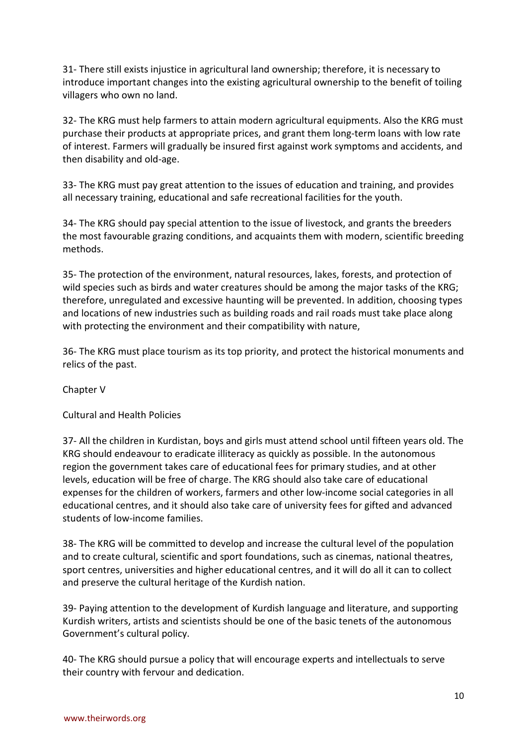31- There still exists injustice in agricultural land ownership; therefore, it is necessary to introduce important changes into the existing agricultural ownership to the benefit of toiling villagers who own no land.

32- The KRG must help farmers to attain modern agricultural equipments. Also the KRG must purchase their products at appropriate prices, and grant them long-term loans with low rate of interest. Farmers will gradually be insured first against work symptoms and accidents, and then disability and old-age.

33- The KRG must pay great attention to the issues of education and training, and provides all necessary training, educational and safe recreational facilities for the youth.

34- The KRG should pay special attention to the issue of livestock, and grants the breeders the most favourable grazing conditions, and acquaints them with modern, scientific breeding methods.

35- The protection of the environment, natural resources, lakes, forests, and protection of wild species such as birds and water creatures should be among the major tasks of the KRG; therefore, unregulated and excessive haunting will be prevented. In addition, choosing types and locations of new industries such as building roads and rail roads must take place along with protecting the environment and their compatibility with nature,

36- The KRG must place tourism as its top priority, and protect the historical monuments and relics of the past.

## Chapter V

## Cultural and Health Policies

37- All the children in Kurdistan, boys and girls must attend school until fifteen years old. The KRG should endeavour to eradicate illiteracy as quickly as possible. In the autonomous region the government takes care of educational fees for primary studies, and at other levels, education will be free of charge. The KRG should also take care of educational expenses for the children of workers, farmers and other low-income social categories in all educational centres, and it should also take care of university fees for gifted and advanced students of low-income families.

38- The KRG will be committed to develop and increase the cultural level of the population and to create cultural, scientific and sport foundations, such as cinemas, national theatres, sport centres, universities and higher educational centres, and it will do all it can to collect and preserve the cultural heritage of the Kurdish nation.

39- Paying attention to the development of Kurdish language and literature, and supporting Kurdish writers, artists and scientists should be one of the basic tenets of the autonomous Government's cultural policy.

40- The KRG should pursue a policy that will encourage experts and intellectuals to serve their country with fervour and dedication.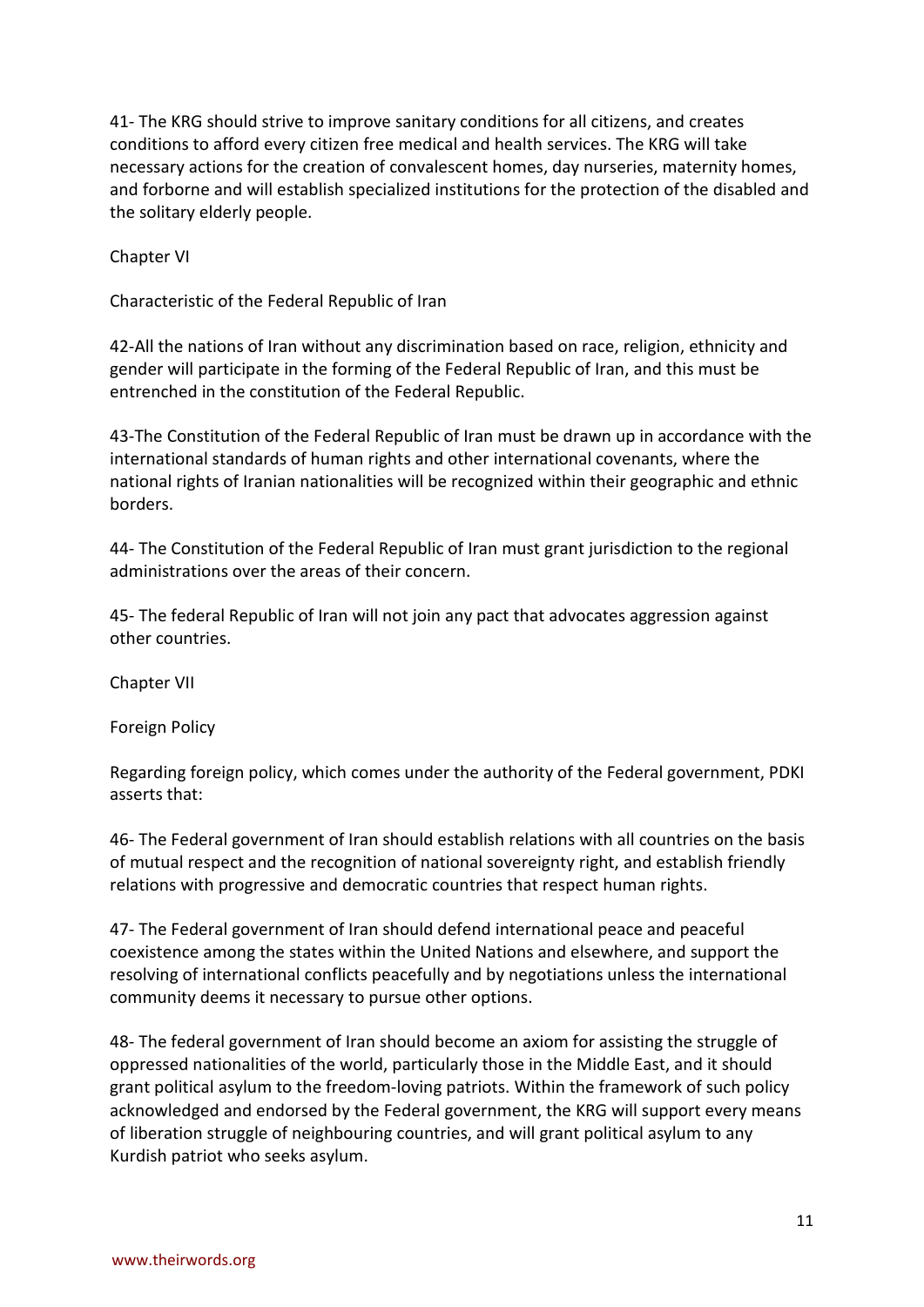41- The KRG should strive to improve sanitary conditions for all citizens, and creates conditions to afford every citizen free medical and health services. The KRG will take necessary actions for the creation of convalescent homes, day nurseries, maternity homes, and forborne and will establish specialized institutions for the protection of the disabled and the solitary elderly people.

## Chapter VI

## Characteristic of the Federal Republic of Iran

42-All the nations of Iran without any discrimination based on race, religion, ethnicity and gender will participate in the forming of the Federal Republic of Iran, and this must be entrenched in the constitution of the Federal Republic.

43-The Constitution of the Federal Republic of Iran must be drawn up in accordance with the international standards of human rights and other international covenants, where the national rights of Iranian nationalities will be recognized within their geographic and ethnic borders.

44- The Constitution of the Federal Republic of Iran must grant jurisdiction to the regional administrations over the areas of their concern.

45- The federal Republic of Iran will not join any pact that advocates aggression against other countries.

## Chapter VII

## Foreign Policy

Regarding foreign policy, which comes under the authority of the Federal government, PDKI asserts that:

46- The Federal government of Iran should establish relations with all countries on the basis of mutual respect and the recognition of national sovereignty right, and establish friendly relations with progressive and democratic countries that respect human rights.

47- The Federal government of Iran should defend international peace and peaceful coexistence among the states within the United Nations and elsewhere, and support the resolving of international conflicts peacefully and by negotiations unless the international community deems it necessary to pursue other options.

48- The federal government of Iran should become an axiom for assisting the struggle of oppressed nationalities of the world, particularly those in the Middle East, and it should grant political asylum to the freedom-loving patriots. Within the framework of such policy acknowledged and endorsed by the Federal government, the KRG will support every means of liberation struggle of neighbouring countries, and will grant political asylum to any Kurdish patriot who seeks asylum.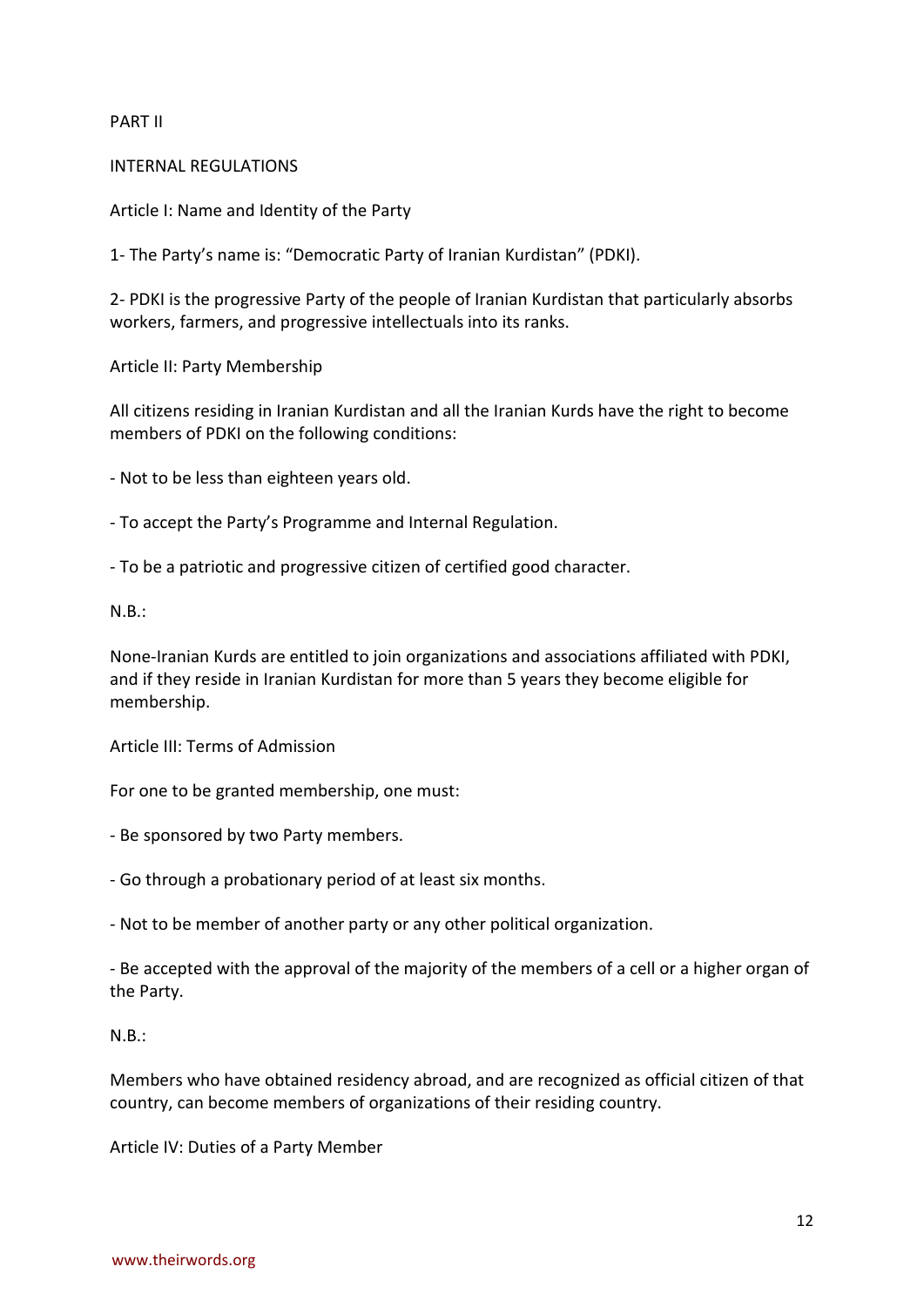# PART II

## INTERNAL REGULATIONS

### Article I: Name and Identity of the Party

1- The Party's name is: "Democratic Party of Iranian Kurdistan" (PDKI).

2- PDKI is the progressive Party of the people of Iranian Kurdistan that particularly absorbs workers, farmers, and progressive intellectuals into its ranks.

### Article II: Party Membership

All citizens residing in Iranian Kurdistan and all the Iranian Kurds have the right to become members of PDKI on the following conditions:

- Not to be less than eighteen years old.
- To accept the Party's Programme and Internal Regulation.
- To be a patriotic and progressive citizen of certified good character.

N.B.:

None-Iranian Kurds are entitled to join organizations and associations affiliated with PDKI, and if they reside in Iranian Kurdistan for more than 5 years they become eligible for membership.

### Article III: Terms of Admission

For one to be granted membership, one must:

- Be sponsored by two Party members.
- Go through a probationary period of at least six months.
- Not to be member of another party or any other political organization.
- Be accepted with the approval of the majority of the members of a cell or a higher organ of the Party.

N.B.:

Members who have obtained residency abroad, and are recognized as official citizen of that country, can become members of organizations of their residing country.

### Article IV: Duties of a Party Member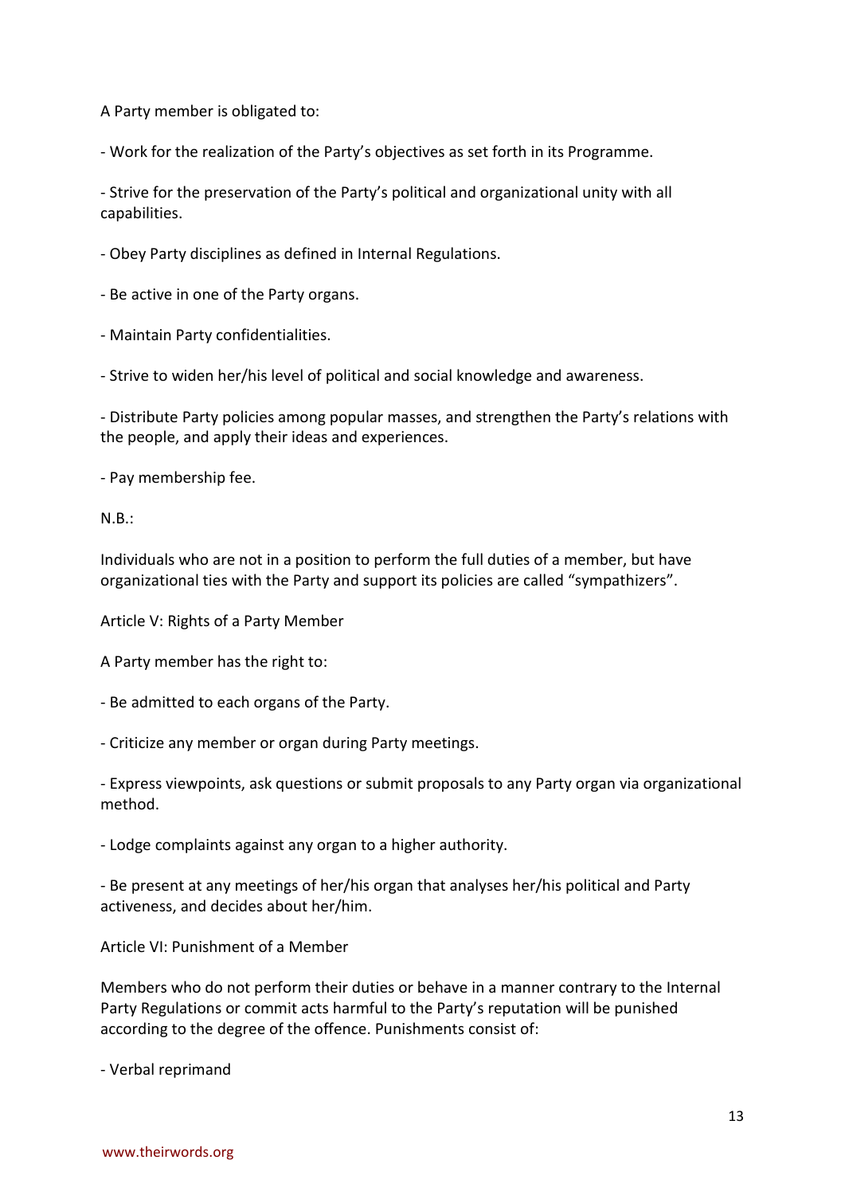A Party member is obligated to:

- Work for the realization of the Party's objectives as set forth in its Programme.

- Strive for the preservation of the Party's political and organizational unity with all capabilities.

- Obey Party disciplines as defined in Internal Regulations.

- Be active in one of the Party organs.

- Maintain Party confidentialities.

- Strive to widen her/his level of political and social knowledge and awareness.

- Distribute Party policies among popular masses, and strengthen the Party's relations with the people, and apply their ideas and experiences.

- Pay membership fee.

N.B.:

Individuals who are not in a position to perform the full duties of a member, but have organizational ties with the Party and support its policies are called "sympathizers".

Article V: Rights of a Party Member

A Party member has the right to:

- Be admitted to each organs of the Party.

- Criticize any member or organ during Party meetings.

- Express viewpoints, ask questions or submit proposals to any Party organ via organizational method.

- Lodge complaints against any organ to a higher authority.

- Be present at any meetings of her/his organ that analyses her/his political and Party activeness, and decides about her/him.

Article VI: Punishment of a Member

Members who do not perform their duties or behave in a manner contrary to the Internal Party Regulations or commit acts harmful to the Party's reputation will be punished according to the degree of the offence. Punishments consist of:

- Verbal reprimand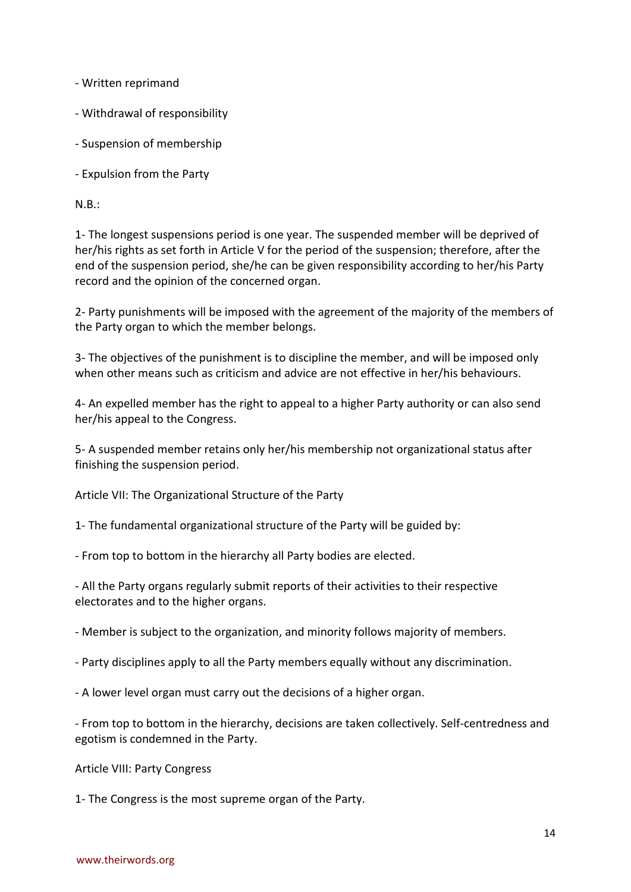- Written reprimand

- Withdrawal of responsibility

- Suspension of membership

- Expulsion from the Party

N.B.:

1- The longest suspensions period is one year. The suspended member will be deprived of her/his rights as set forth in Article V for the period of the suspension; therefore, after the end of the suspension period, she/he can be given responsibility according to her/his Party record and the opinion of the concerned organ.

2- Party punishments will be imposed with the agreement of the majority of the members of the Party organ to which the member belongs.

3- The objectives of the punishment is to discipline the member, and will be imposed only when other means such as criticism and advice are not effective in her/his behaviours.

4- An expelled member has the right to appeal to a higher Party authority or can also send her/his appeal to the Congress.

5- A suspended member retains only her/his membership not organizational status after finishing the suspension period.

Article VII: The Organizational Structure of the Party

1- The fundamental organizational structure of the Party will be guided by:

- From top to bottom in the hierarchy all Party bodies are elected.

- All the Party organs regularly submit reports of their activities to their respective electorates and to the higher organs.

- Member is subject to the organization, and minority follows majority of members.

- Party disciplines apply to all the Party members equally without any discrimination.

- A lower level organ must carry out the decisions of a higher organ.

- From top to bottom in the hierarchy, decisions are taken collectively. Self-centredness and egotism is condemned in the Party.

Article VIII: Party Congress

1- The Congress is the most supreme organ of the Party.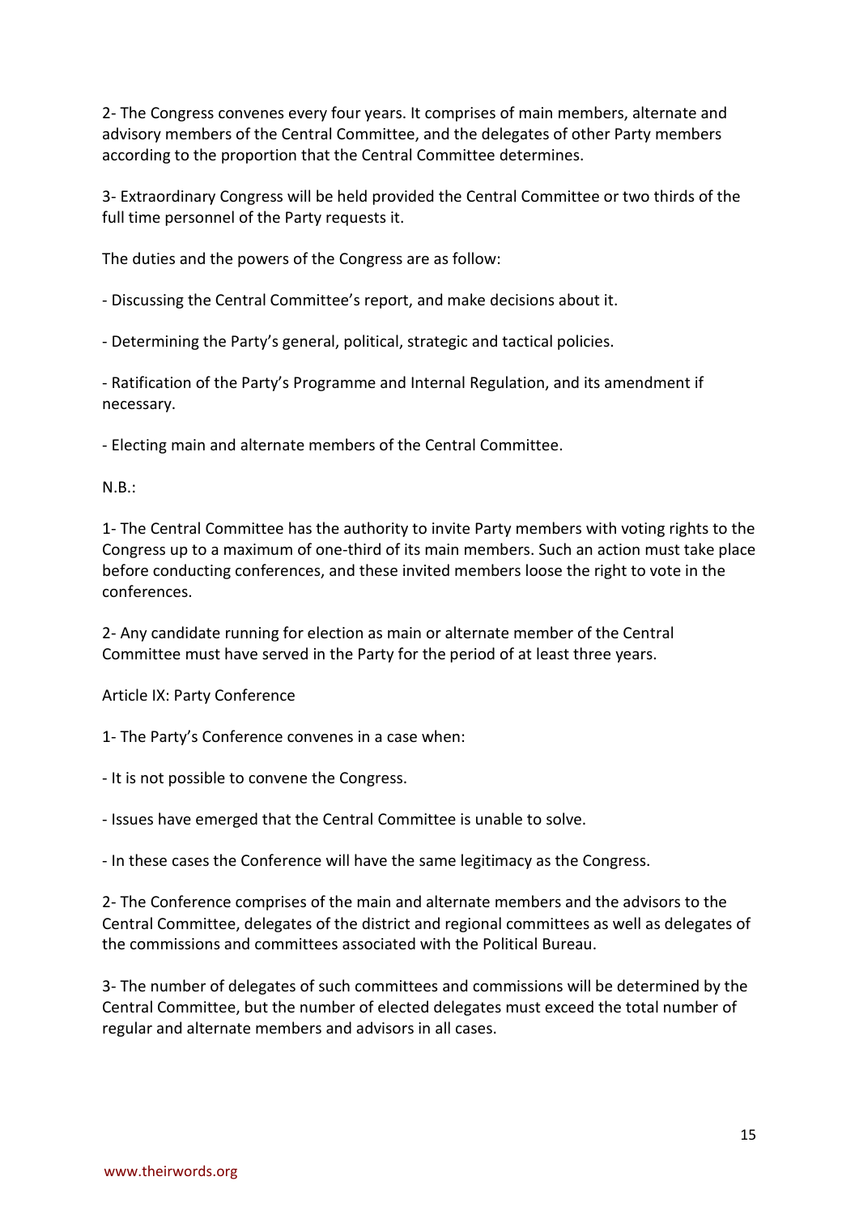2- The Congress convenes every four years. It comprises of main members, alternate and advisory members of the Central Committee, and the delegates of other Party members according to the proportion that the Central Committee determines.

3- Extraordinary Congress will be held provided the Central Committee or two thirds of the full time personnel of the Party requests it.

The duties and the powers of the Congress are as follow:

- Discussing the Central Committee's report, and make decisions about it.

- Determining the Party's general, political, strategic and tactical policies.

- Ratification of the Party's Programme and Internal Regulation, and its amendment if necessary.

- Electing main and alternate members of the Central Committee.

N.B.:

1- The Central Committee has the authority to invite Party members with voting rights to the Congress up to a maximum of one-third of its main members. Such an action must take place before conducting conferences, and these invited members loose the right to vote in the conferences.

2- Any candidate running for election as main or alternate member of the Central Committee must have served in the Party for the period of at least three years.

## Article IX: Party Conference

1- The Party's Conference convenes in a case when:

- It is not possible to convene the Congress.

- Issues have emerged that the Central Committee is unable to solve.

- In these cases the Conference will have the same legitimacy as the Congress.

2- The Conference comprises of the main and alternate members and the advisors to the Central Committee, delegates of the district and regional committees as well as delegates of the commissions and committees associated with the Political Bureau.

3- The number of delegates of such committees and commissions will be determined by the Central Committee, but the number of elected delegates must exceed the total number of regular and alternate members and advisors in all cases.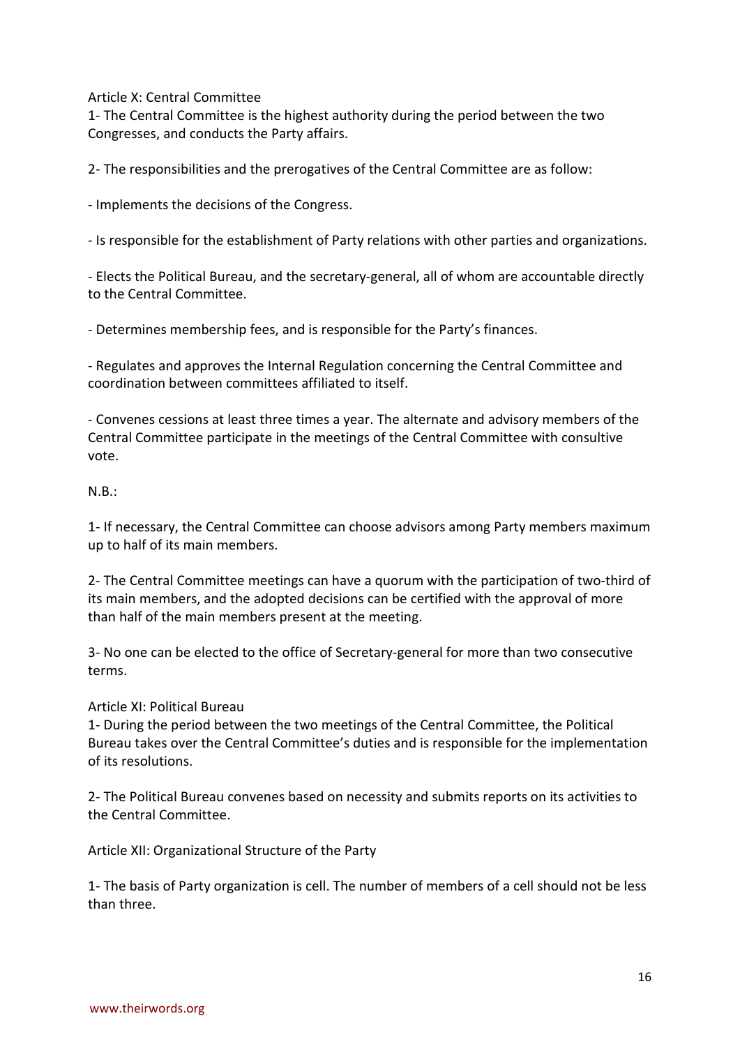## Article X: Central Committee

1- The Central Committee is the highest authority during the period between the two Congresses, and conducts the Party affairs.

2- The responsibilities and the prerogatives of the Central Committee are as follow:

- Implements the decisions of the Congress.

- Is responsible for the establishment of Party relations with other parties and organizations.

- Elects the Political Bureau, and the secretary-general, all of whom are accountable directly to the Central Committee.

- Determines membership fees, and is responsible for the Party's finances.

- Regulates and approves the Internal Regulation concerning the Central Committee and coordination between committees affiliated to itself.

- Convenes cessions at least three times a year. The alternate and advisory members of the Central Committee participate in the meetings of the Central Committee with consultive vote.

N.B.:

1- If necessary, the Central Committee can choose advisors among Party members maximum up to half of its main members.

2- The Central Committee meetings can have a quorum with the participation of two-third of its main members, and the adopted decisions can be certified with the approval of more than half of the main members present at the meeting.

3- No one can be elected to the office of Secretary-general for more than two consecutive terms.

## Article XI: Political Bureau

1- During the period between the two meetings of the Central Committee, the Political Bureau takes over the Central Committee's duties and is responsible for the implementation of its resolutions.

2- The Political Bureau convenes based on necessity and submits reports on its activities to the Central Committee.

## Article XII: Organizational Structure of the Party

1- The basis of Party organization is cell. The number of members of a cell should not be less than three.

www.theirwords.org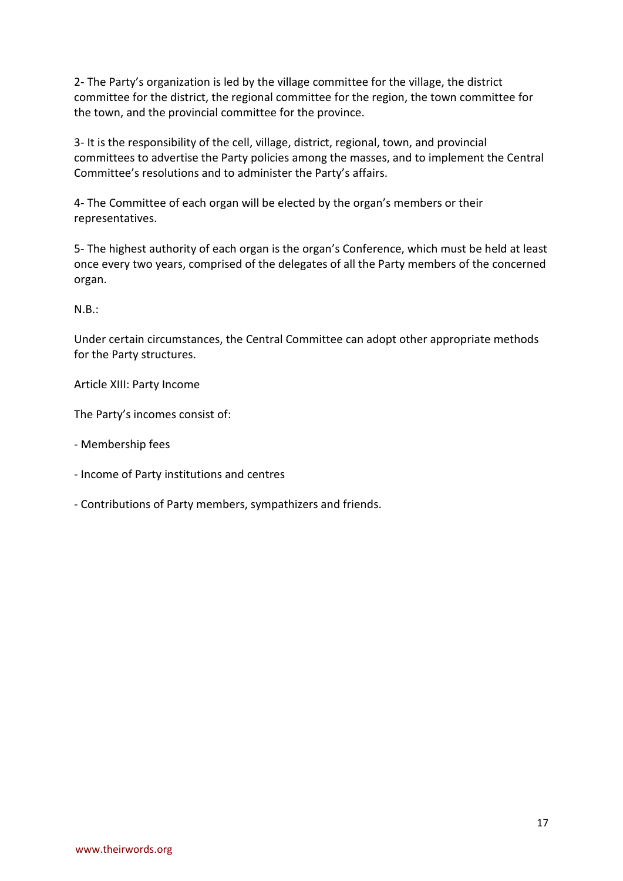2- The Party's organization is led by the village committee for the village, the district committee for the district, the regional committee for the region, the town committee for the town, and the provincial committee for the province.

3- It is the responsibility of the cell, village, district, regional, town, and provincial committees to advertise the Party policies among the masses, and to implement the Central Committee's resolutions and to administer the Party's affairs.

4- The Committee of each organ will be elected by the organ's members or their representatives.

5- The highest authority of each organ is the organ's Conference, which must be held at least once every two years, comprised of the delegates of all the Party members of the concerned organ.

N.B.:

Under certain circumstances, the Central Committee can adopt other appropriate methods for the Party structures.

Article XIII: Party Income

The Party's incomes consist of:

- Membership fees
- Income of Party institutions and centres
- Contributions of Party members, sympathizers and friends.